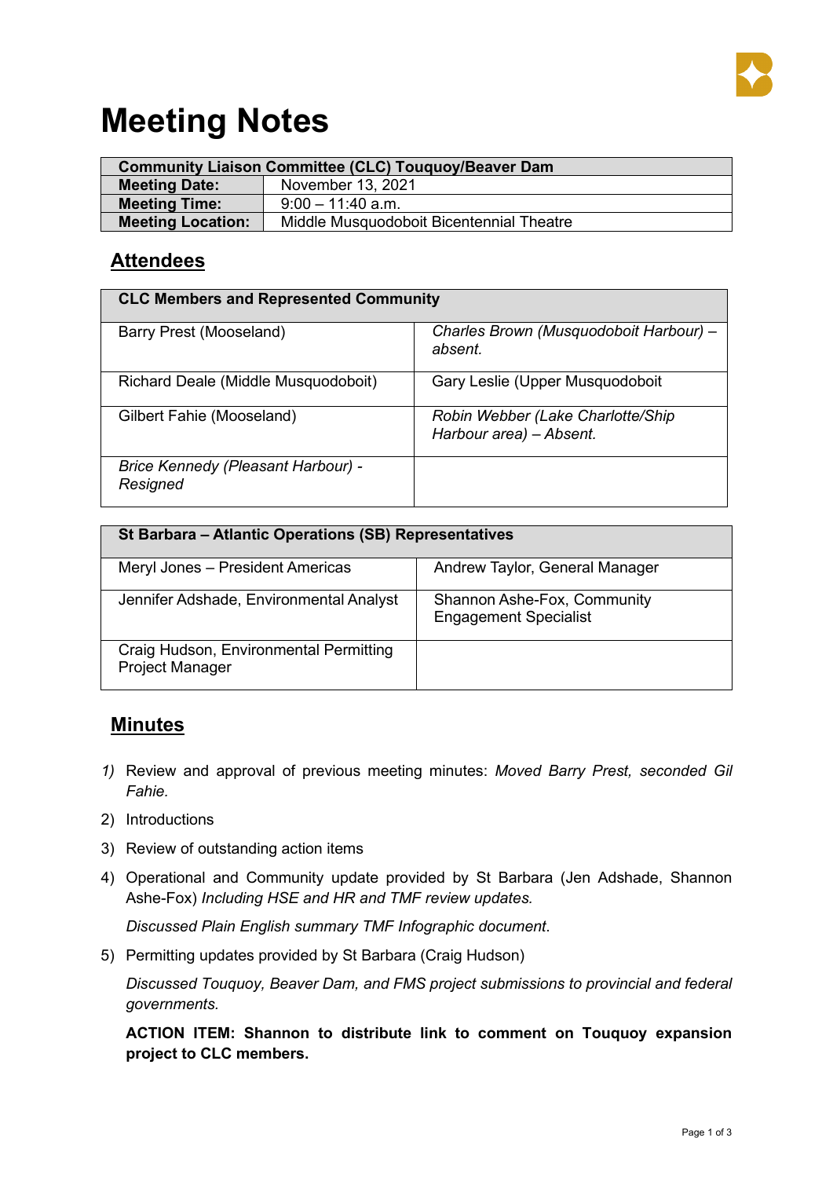# Meeting Notes

| Community Liaison Committee (CLC) Touquoy/Beaver Dam | |
|---|---|
| **Meeting Date:** | November 13, 2021 |
| **Meeting Time:** | 9:00 – 11:40 a.m. |
| **Meeting Location:** | Middle Musquodoboit Bicentennial Theatre |

## Attendees

| CLC Members and Represented Community | |
|---|---|
| Barry Prest (Mooseland) | *Charles Brown (Musquodoboit Harbour) – absent.* |
| Richard Deale (Middle Musquodoboit) | Gary Leslie (Upper Musquodoboit |
| Gilbert Fahie (Mooseland) | *Robin Webber (Lake Charlotte/Ship Harbour area) – Absent.* |
| *Brice Kennedy (Pleasant Harbour) - Resigned* | |

| St Barbara – Atlantic Operations (SB) Representatives | |
|---|---|
| Meryl Jones – President Americas | Andrew Taylor, General Manager |
| Jennifer Adshade, Environmental Analyst | Shannon Ashe-Fox, Community Engagement Specialist |
| Craig Hudson, Environmental Permitting Project Manager | |

## Minutes

1) Review and approval of previous meeting minutes: *Moved Barry Prest, seconded Gil Fahie.*
2) Introductions
3) Review of outstanding action items
4) Operational and Community update provided by St Barbara (Jen Adshade, Shannon Ashe-Fox) *Including HSE and HR and TMF review updates.*

   *Discussed Plain English summary TMF Infographic document*.
5) Permitting updates provided by St Barbara (Craig Hudson)

   *Discussed Touquoy, Beaver Dam, and FMS project submissions to provincial and federal governments.*

   **ACTION ITEM: Shannon to distribute link to comment on Touquoy expansion project to CLC members.**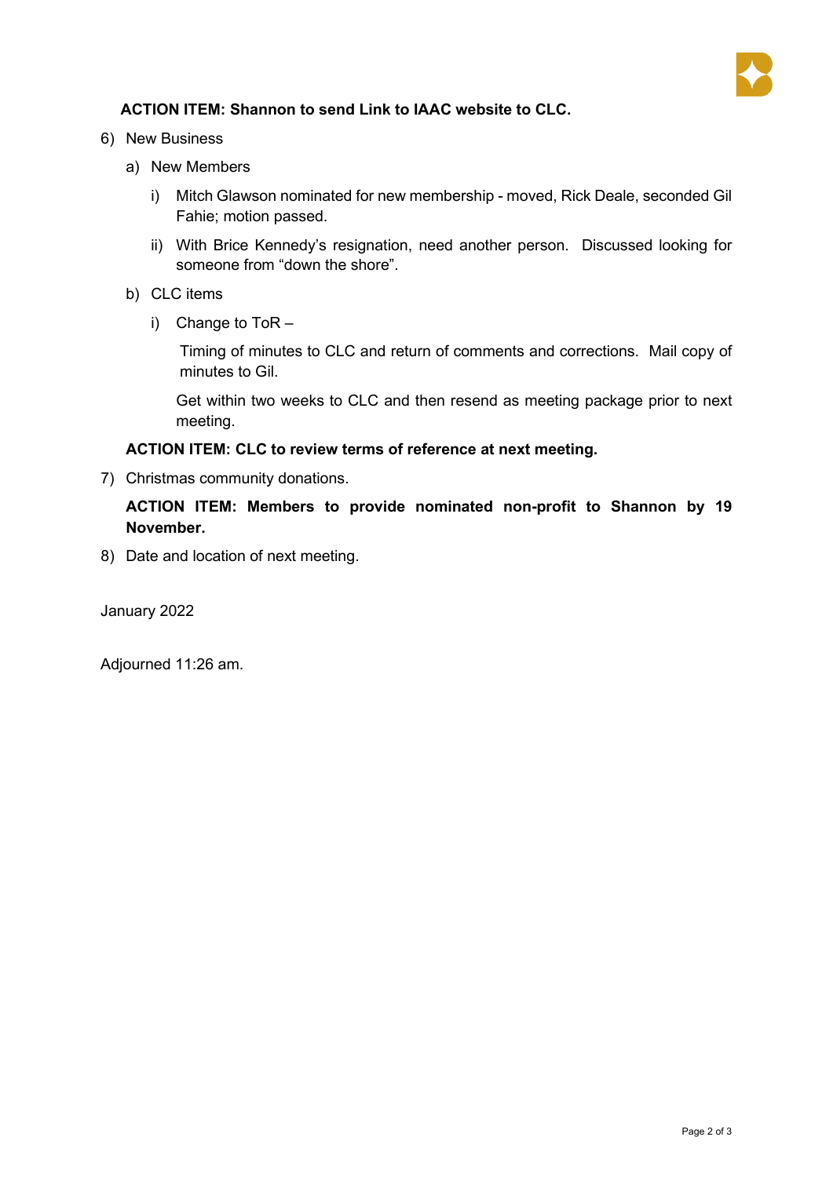**ACTION ITEM: Shannon to send Link to IAAC website to CLC.**

6) New Business

   a) New Members

      i) Mitch Glawson nominated for new membership - moved, Rick Deale, seconded Gil Fahie; motion passed.

      ii) With Brice Kennedy's resignation, need another person. Discussed looking for someone from "down the shore".

   b) CLC items

      i) Change to ToR –

         Timing of minutes to CLC and return of comments and corrections. Mail copy of minutes to Gil.

         Get within two weeks to CLC and then resend as meeting package prior to next meeting.

   **ACTION ITEM: CLC to review terms of reference at next meeting.**

7) Christmas community donations.

   **ACTION ITEM: Members to provide nominated non-profit to Shannon by 19 November.**

8) Date and location of next meeting.

January 2022

Adjourned 11:26 am.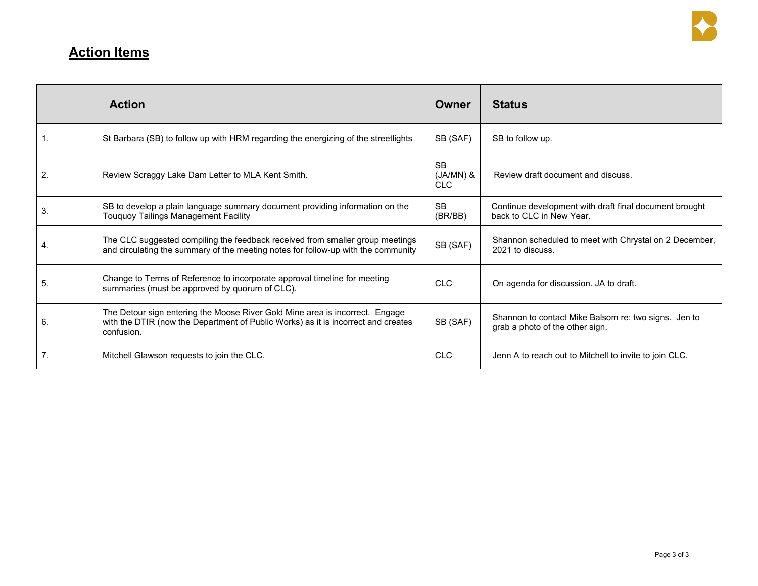## Action Items

| | Action | Owner | Status |
|---|---|---|---|
| 1. | St Barbara (SB) to follow up with HRM regarding the energizing of the streetlights | SB (SAF) | SB to follow up. |
| 2. | Review Scraggy Lake Dam Letter to MLA Kent Smith. | SB (JA/MN) & CLC | Review draft document and discuss. |
| 3. | SB to develop a plain language summary document providing information on the Touquoy Tailings Management Facility | SB (BR/BB) | Continue development with draft final document brought back to CLC in New Year. |
| 4. | The CLC suggested compiling the feedback received from smaller group meetings and circulating the summary of the meeting notes for follow-up with the community | SB (SAF) | Shannon scheduled to meet with Chrystal on 2 December, 2021 to discuss. |
| 5. | Change to Terms of Reference to incorporate approval timeline for meeting summaries (must be approved by quorum of CLC). | CLC | On agenda for discussion. JA to draft. |
| 6. | The Detour sign entering the Moose River Gold Mine area is incorrect. Engage with the DTIR (now the Department of Public Works) as it is incorrect and creates confusion. | SB (SAF) | Shannon to contact Mike Balsom re: two signs. Jen to grab a photo of the other sign. |
| 7. | Mitchell Glawson requests to join the CLC. | CLC | Jenn A to reach out to Mitchell to invite to join CLC. |